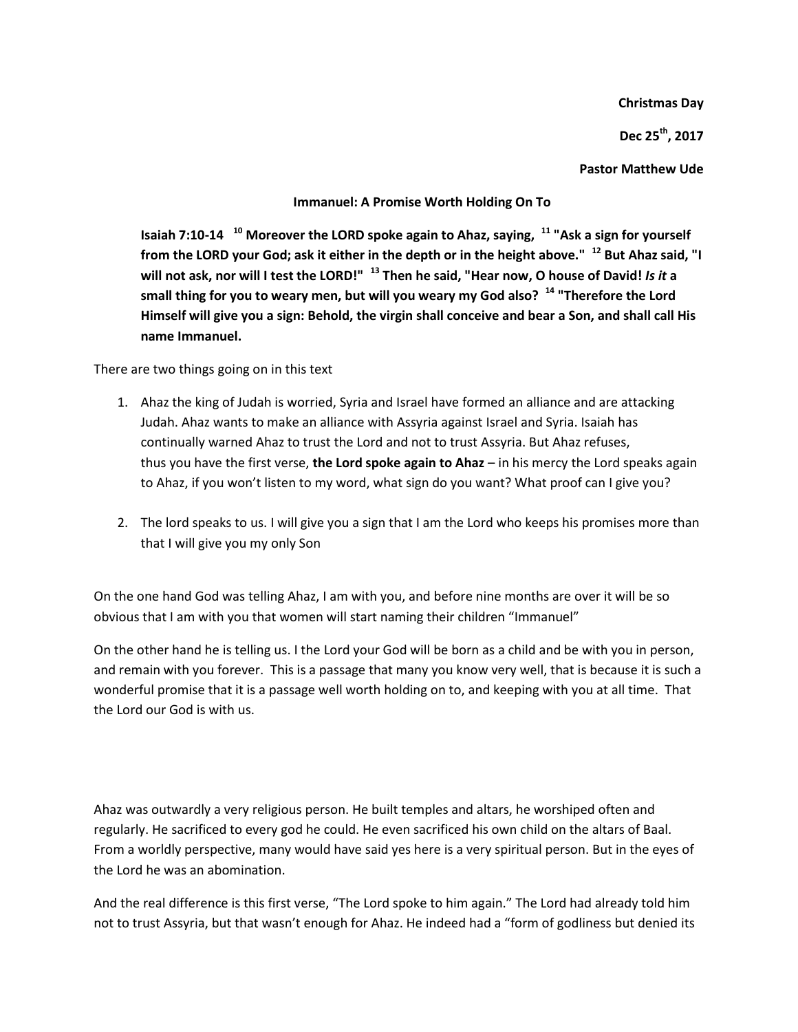**Christmas Day**

**Dec 25th, 2017**

**Pastor Matthew Ude**

**Immanuel: A Promise Worth Holding On To**

**Isaiah 7:10-14 [10] Moreover the LORD spoke again to Ahaz, saying, [11] "Ask a sign for yourself from the LORD your God; ask it either in the depth or in the height above." [12] But Ahaz said, "I will not ask, nor will I test the LORD!" [13] Then he said, "Hear now, O house of David! *Is it* a small thing for you to weary men, but will you weary my God also? [14] "Therefore the Lord Himself will give you a sign: Behold, the virgin shall conceive and bear a Son, and shall call His name Immanuel.**

There are two things going on in this text

1. Ahaz the king of Judah is worried, Syria and Israel have formed an alliance and are attacking Judah. Ahaz wants to make an alliance with Assyria against Israel and Syria. Isaiah has continually warned Ahaz to trust the Lord and not to trust Assyria. But Ahaz refuses, thus you have the first verse, **the Lord spoke again to Ahaz** – in his mercy the Lord speaks again to Ahaz, if you won't listen to my word, what sign do you want? What proof can I give you?

2. The lord speaks to us. I will give you a sign that I am the Lord who keeps his promises more than that I will give you my only Son

On the one hand God was telling Ahaz, I am with you, and before nine months are over it will be so obvious that I am with you that women will start naming their children "Immanuel"

On the other hand he is telling us. I the Lord your God will be born as a child and be with you in person, and remain with you forever. This is a passage that many you know very well, that is because it is such a wonderful promise that it is a passage well worth holding on to, and keeping with you at all time. That the Lord our God is with us.

Ahaz was outwardly a very religious person. He built temples and altars, he worshiped often and regularly. He sacrificed to every god he could. He even sacrificed his own child on the altars of Baal. From a worldly perspective, many would have said yes here is a very spiritual person. But in the eyes of the Lord he was an abomination.

And the real difference is this first verse, "The Lord spoke to him again." The Lord had already told him not to trust Assyria, but that wasn't enough for Ahaz. He indeed had a "form of godliness but denied its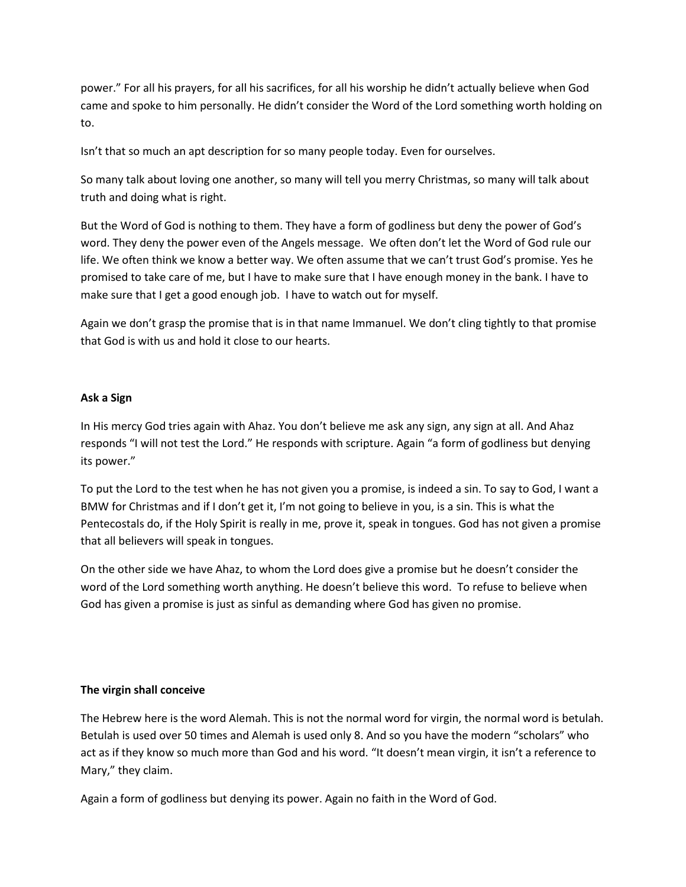power." For all his prayers, for all his sacrifices, for all his worship he didn't actually believe when God came and spoke to him personally. He didn't consider the Word of the Lord something worth holding on to.

Isn't that so much an apt description for so many people today. Even for ourselves.

So many talk about loving one another, so many will tell you merry Christmas, so many will talk about truth and doing what is right.

But the Word of God is nothing to them. They have a form of godliness but deny the power of God's word. They deny the power even of the Angels message. We often don't let the Word of God rule our life. We often think we know a better way. We often assume that we can't trust God's promise. Yes he promised to take care of me, but I have to make sure that I have enough money in the bank. I have to make sure that I get a good enough job. I have to watch out for myself.

Again we don't grasp the promise that is in that name Immanuel. We don't cling tightly to that promise that God is with us and hold it close to our hearts.

**Ask a Sign**

In His mercy God tries again with Ahaz. You don't believe me ask any sign, any sign at all. And Ahaz responds "I will not test the Lord." He responds with scripture. Again "a form of godliness but denying its power."

To put the Lord to the test when he has not given you a promise, is indeed a sin. To say to God, I want a BMW for Christmas and if I don't get it, I'm not going to believe in you, is a sin. This is what the Pentecostals do, if the Holy Spirit is really in me, prove it, speak in tongues. God has not given a promise that all believers will speak in tongues.

On the other side we have Ahaz, to whom the Lord does give a promise but he doesn't consider the word of the Lord something worth anything. He doesn't believe this word. To refuse to believe when God has given a promise is just as sinful as demanding where God has given no promise.

**The virgin shall conceive**

The Hebrew here is the word Alemah. This is not the normal word for virgin, the normal word is betulah. Betulah is used over 50 times and Alemah is used only 8. And so you have the modern "scholars" who act as if they know so much more than God and his word. "It doesn't mean virgin, it isn't a reference to Mary," they claim.

Again a form of godliness but denying its power. Again no faith in the Word of God.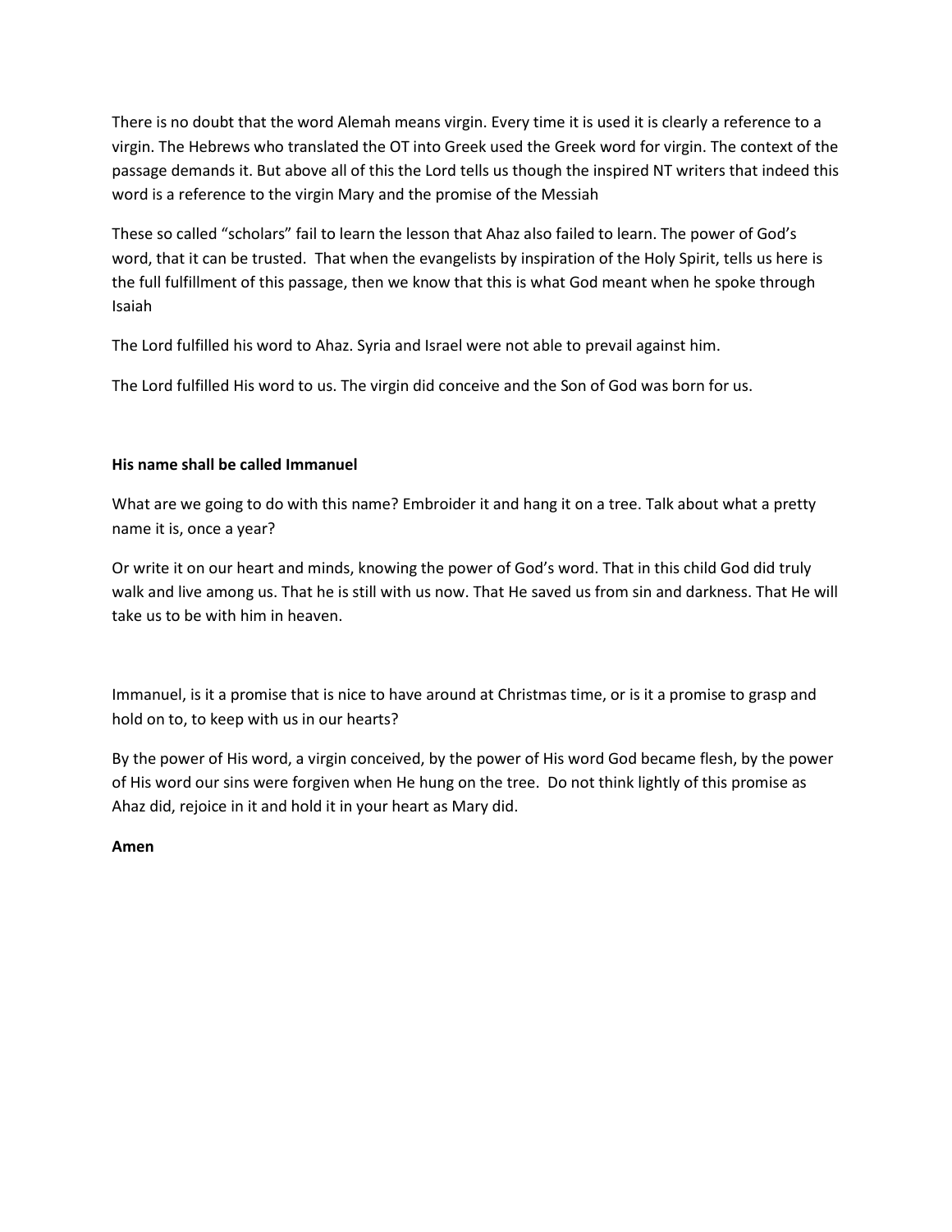There is no doubt that the word Alemah means virgin. Every time it is used it is clearly a reference to a virgin. The Hebrews who translated the OT into Greek used the Greek word for virgin. The context of the passage demands it. But above all of this the Lord tells us though the inspired NT writers that indeed this word is a reference to the virgin Mary and the promise of the Messiah

These so called "scholars" fail to learn the lesson that Ahaz also failed to learn. The power of God's word, that it can be trusted. That when the evangelists by inspiration of the Holy Spirit, tells us here is the full fulfillment of this passage, then we know that this is what God meant when he spoke through Isaiah

The Lord fulfilled his word to Ahaz. Syria and Israel were not able to prevail against him.

The Lord fulfilled His word to us. The virgin did conceive and the Son of God was born for us.

**His name shall be called Immanuel**

What are we going to do with this name? Embroider it and hang it on a tree. Talk about what a pretty name it is, once a year?

Or write it on our heart and minds, knowing the power of God's word. That in this child God did truly walk and live among us. That he is still with us now. That He saved us from sin and darkness. That He will take us to be with him in heaven.

Immanuel, is it a promise that is nice to have around at Christmas time, or is it a promise to grasp and hold on to, to keep with us in our hearts?

By the power of His word, a virgin conceived, by the power of His word God became flesh, by the power of His word our sins were forgiven when He hung on the tree. Do not think lightly of this promise as Ahaz did, rejoice in it and hold it in your heart as Mary did.

**Amen**